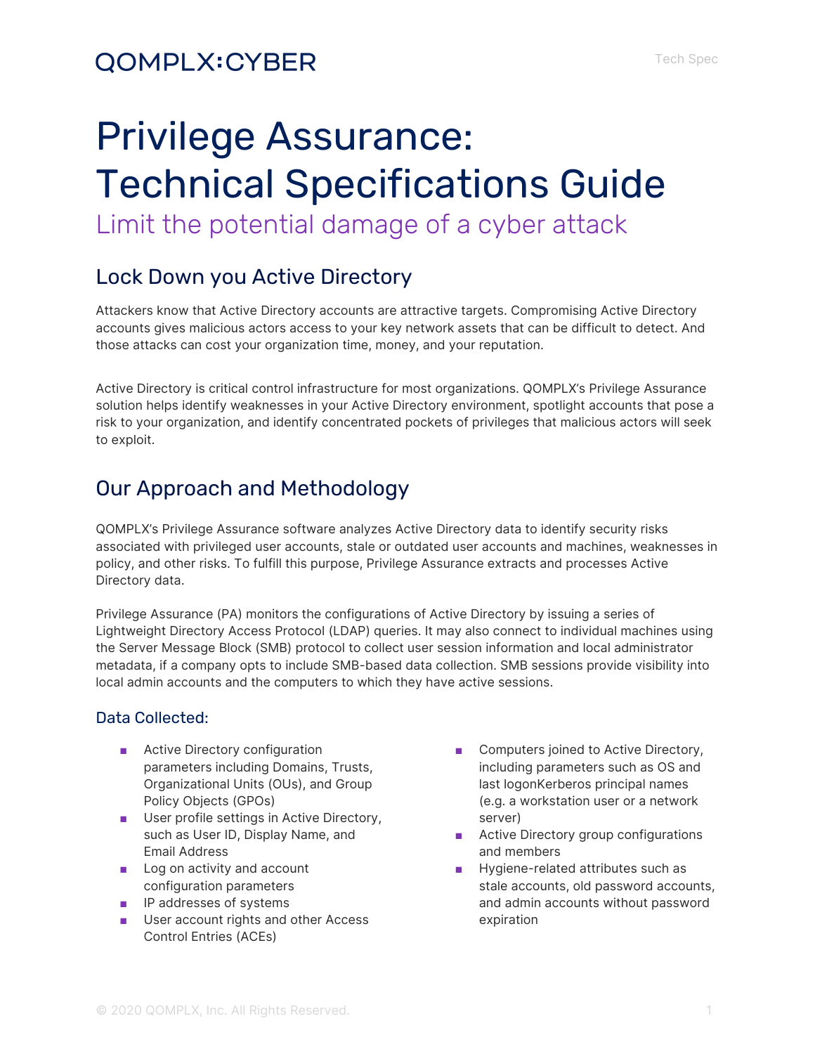QOMPLX:CYBER

# Privilege Assurance: Technical Specifications Guide

### Limit the potential damage of a cyber attack

## Lock Down you Active Directory

Attackers know that Active Directory accounts are attractive targets. Compromising Active Directory accounts gives malicious actors access to your key network assets that can be difficult to detect. And those attacks can cost your organization time, money, and your reputation.

Active Directory is critical control infrastructure for most organizations. QOMPLX's Privilege Assurance solution helps identify weaknesses in your Active Directory environment, spotlight accounts that pose a risk to your organization, and identify concentrated pockets of privileges that malicious actors will seek to exploit.

## Our Approach and Methodology

QOMPLX's Privilege Assurance software analyzes Active Directory data to identify security risks associated with privileged user accounts, stale or outdated user accounts and machines, weaknesses in policy, and other risks. To fulfill this purpose, Privilege Assurance extracts and processes Active Directory data.

Privilege Assurance (PA) monitors the configurations of Active Directory by issuing a series of Lightweight Directory Access Protocol (LDAP) queries. It may also connect to individual machines using the Server Message Block (SMB) protocol to collect user session information and local administrator metadata, if a company opts to include SMB-based data collection. SMB sessions provide visibility into local admin accounts and the computers to which they have active sessions.

### Data Collected:

- Active Directory configuration parameters including Domains, Trusts, Organizational Units (OUs), and Group Policy Objects (GPOs)
- User profile settings in Active Directory, such as User ID, Display Name, and Email Address
- Log on activity and account configuration parameters
- IP addresses of systems
- User account rights and other Access Control Entries (ACEs)
- Computers joined to Active Directory, including parameters such as OS and last logonKerberos principal names (e.g. a workstation user or a network server)
- Active Directory group configurations and members
- Hygiene-related attributes such as stale accounts, old password accounts, and admin accounts without password expiration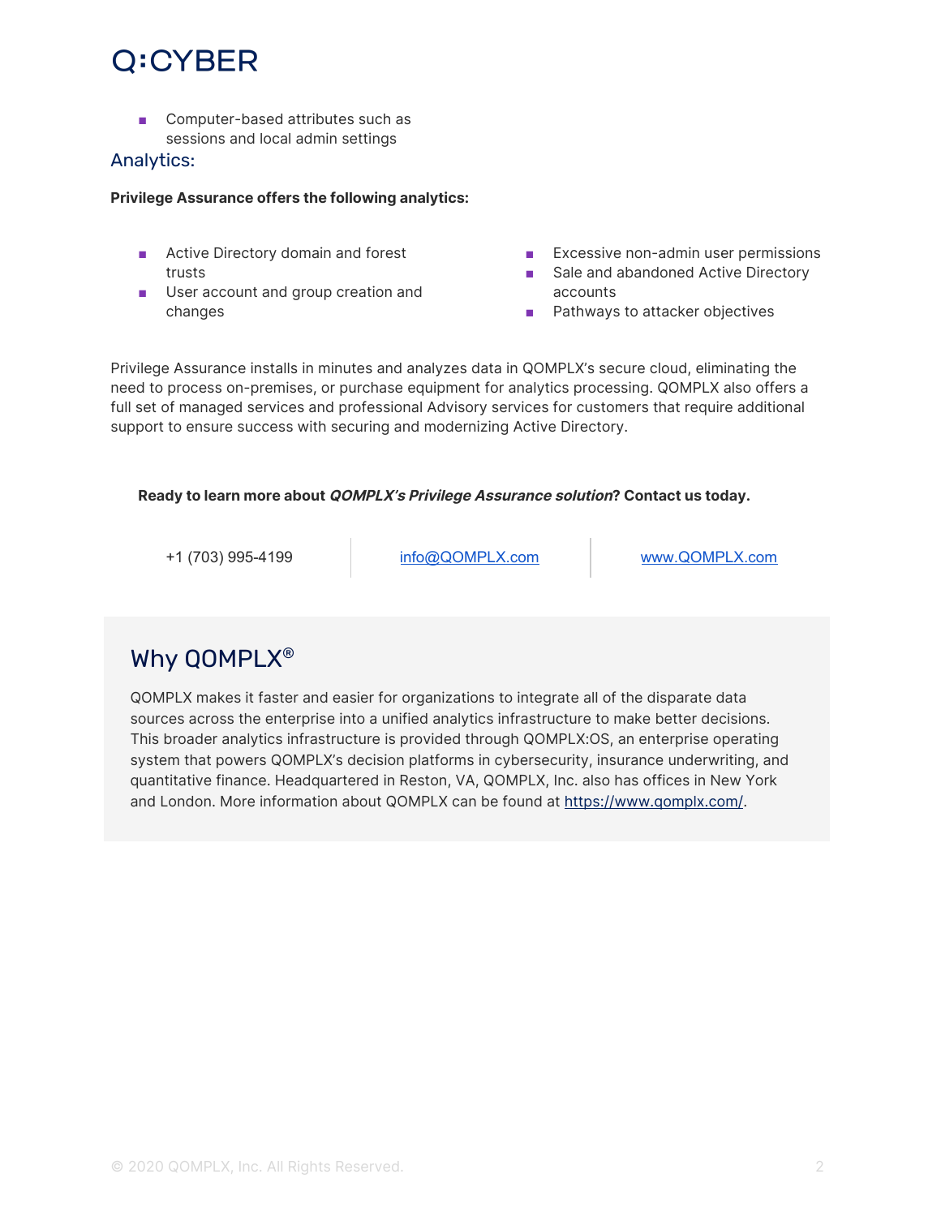- Computer-based attributes such as sessions and local admin settings

## Analytics:

**Privilege Assurance offers the following analytics:**

- Active Directory domain and forest trusts
- User account and group creation and changes
- Excessive non-admin user permissions
- Sale and abandoned Active Directory accounts
- Pathways to attacker objectives

Privilege Assurance installs in minutes and analyzes data in QOMPLX's secure cloud, eliminating the need to process on-premises, or purchase equipment for analytics processing. QOMPLX also offers a full set of managed services and professional Advisory services for customers that require additional support to ensure success with securing and modernizing Active Directory.

**Ready to learn more about *QOMPLX's Privilege Assurance solution*? Contact us today.**

+1 (703) 995-4199 | info@QOMPLX.com | www.QOMPLX.com

## Why QOMPLX®

QOMPLX makes it faster and easier for organizations to integrate all of the disparate data sources across the enterprise into a unified analytics infrastructure to make better decisions. This broader analytics infrastructure is provided through QOMPLX:OS, an enterprise operating system that powers QOMPLX's decision platforms in cybersecurity, insurance underwriting, and quantitative finance. Headquartered in Reston, VA, QOMPLX, Inc. also has offices in New York and London. More information about QOMPLX can be found at https://www.qomplx.com/.

© 2020 QOMPLX, Inc. All Rights Reserved.